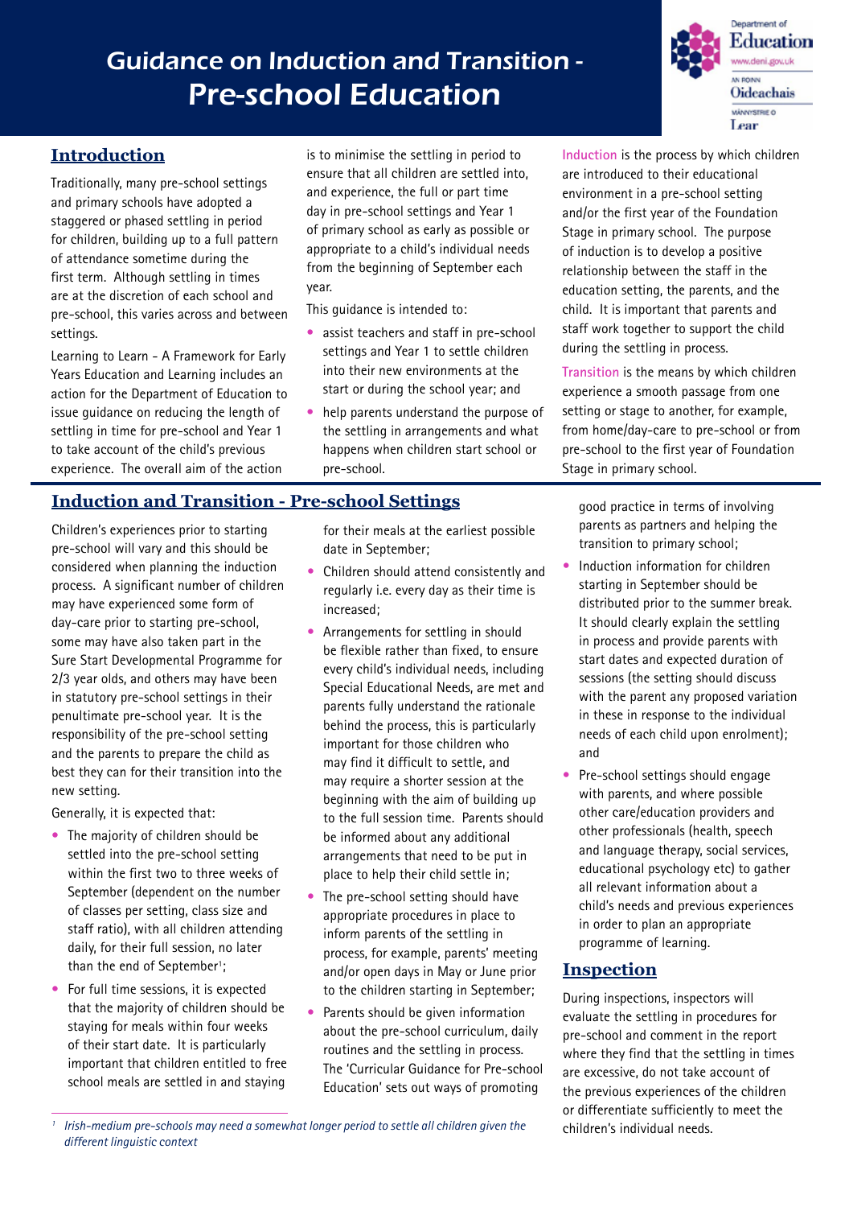# Guidance on Induction and Transition - Pre-school Education

## Introduction

Traditionally, many pre-school settings and primary schools have adopted a staggered or phased settling in period for children, building up to a full pattern of attendance sometime during the first term. Although settling in times are at the discretion of each school and pre-school, this varies across and between settings.

Learning to Learn - A Framework for Early Years Education and Learning includes an action for the Department of Education to issue guidance on reducing the length of settling in time for pre-school and Year 1 to take account of the child's previous experience. The overall aim of the action is to minimise the settling in period to ensure that all children are settled into, and experience, the full or part time day in pre-school settings and Year 1 of primary school as early as possible or appropriate to a child's individual needs from the beginning of September each year.

This guidance is intended to:

- assist teachers and staff in pre-school settings and Year 1 to settle children into their new environments at the start or during the school year; and
- help parents understand the purpose of the settling in arrangements and what happens when children start school or pre-school.

Induction is the process by which children are introduced to their educational environment in a pre-school setting and/or the first year of the Foundation Stage in primary school. The purpose of induction is to develop a positive relationship between the staff in the education setting, the parents, and the child. It is important that parents and staff work together to support the child during the settling in process.

Transition is the means by which children experience a smooth passage from one setting or stage to another, for example, from home/day-care to pre-school or from pre-school to the first year of Foundation Stage in primary school.

## Induction and Transition - Pre-school Settings

Children's experiences prior to starting pre-school will vary and this should be considered when planning the induction process. A significant number of children may have experienced some form of day-care prior to starting pre-school, some may have also taken part in the Sure Start Developmental Programme for 2/3 year olds, and others may have been in statutory pre-school settings in their penultimate pre-school year. It is the responsibility of the pre-school setting and the parents to prepare the child as best they can for their transition into the new setting.

Generally, it is expected that:

- The majority of children should be settled into the pre-school setting within the first two to three weeks of September (dependent on the number of classes per setting, class size and staff ratio), with all children attending daily, for their full session, no later than the end of September[1];
- For full time sessions, it is expected that the majority of children should be staying for meals within four weeks of their start date. It is particularly important that children entitled to free school meals are settled in and staying for their meals at the earliest possible date in September;
- Children should attend consistently and regularly i.e. every day as their time is increased;
- Arrangements for settling in should be flexible rather than fixed, to ensure every child's individual needs, including Special Educational Needs, are met and parents fully understand the rationale behind the process, this is particularly important for those children who may find it difficult to settle, and may require a shorter session at the beginning with the aim of building up to the full session time. Parents should be informed about any additional arrangements that need to be put in place to help their child settle in;
- The pre-school setting should have appropriate procedures in place to inform parents of the settling in process, for example, parents' meeting and/or open days in May or June prior to the children starting in September;
- Parents should be given information about the pre-school curriculum, daily routines and the settling in process. The 'Curricular Guidance for Pre-school Education' sets out ways of promoting good practice in terms of involving parents as partners and helping the transition to primary school;
- Induction information for children starting in September should be distributed prior to the summer break. It should clearly explain the settling in process and provide parents with start dates and expected duration of sessions (the setting should discuss with the parent any proposed variation in these in response to the individual needs of each child upon enrolment); and
- Pre-school settings should engage with parents, and where possible other care/education providers and other professionals (health, speech and language therapy, social services, educational psychology etc) to gather all relevant information about a child's needs and previous experiences in order to plan an appropriate programme of learning.

## Inspection

During inspections, inspectors will evaluate the settling in procedures for pre-school and comment in the report where they find that the settling in times are excessive, do not take account of the previous experiences of the children or differentiate sufficiently to meet the children's individual needs.

[1] *Irish-medium pre-schools may need a somewhat longer period to settle all children given the different linguistic context*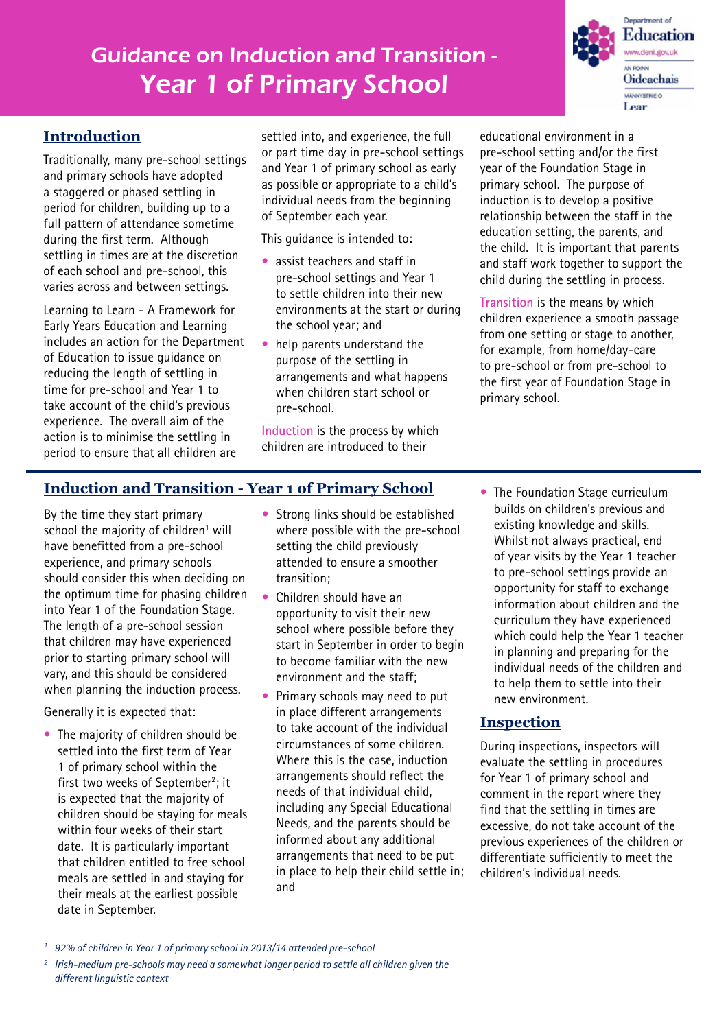# Guidance on Induction and Transition - Year 1 of Primary School

## Introduction

Traditionally, many pre-school settings and primary schools have adopted a staggered or phased settling in period for children, building up to a full pattern of attendance sometime during the first term. Although settling in times are at the discretion of each school and pre-school, this varies across and between settings.

Learning to Learn - A Framework for Early Years Education and Learning includes an action for the Department of Education to issue guidance on reducing the length of settling in time for pre-school and Year 1 to take account of the child's previous experience. The overall aim of the action is to minimise the settling in period to ensure that all children are settled into, and experience, the full or part time day in pre-school settings and Year 1 of primary school as early as possible or appropriate to a child's individual needs from the beginning of September each year.

This guidance is intended to:

- assist teachers and staff in pre-school settings and Year 1 to settle children into their new environments at the start or during the school year; and
- help parents understand the purpose of the settling in arrangements and what happens when children start school or pre-school.

Induction is the process by which children are introduced to their educational environment in a pre-school setting and/or the first year of the Foundation Stage in primary school. The purpose of induction is to develop a positive relationship between the staff in the education setting, the parents, and the child. It is important that parents and staff work together to support the child during the settling in process.

Transition is the means by which children experience a smooth passage from one setting or stage to another, for example, from home/day-care to pre-school or from pre-school to the first year of Foundation Stage in primary school.

## Induction and Transition - Year 1 of Primary School

By the time they start primary school the majority of children[1] will have benefitted from a pre-school experience, and primary schools should consider this when deciding on the optimum time for phasing children into Year 1 of the Foundation Stage. The length of a pre-school session that children may have experienced prior to starting primary school will vary, and this should be considered when planning the induction process.

Generally it is expected that:

- The majority of children should be settled into the first term of Year 1 of primary school within the first two weeks of September[2]; it is expected that the majority of children should be staying for meals within four weeks of their start date. It is particularly important that children entitled to free school meals are settled in and staying for their meals at the earliest possible date in September.
- Strong links should be established where possible with the pre-school setting the child previously attended to ensure a smoother transition;
- Children should have an opportunity to visit their new school where possible before they start in September in order to begin to become familiar with the new environment and the staff;
- Primary schools may need to put in place different arrangements to take account of the individual circumstances of some children. Where this is the case, induction arrangements should reflect the needs of that individual child, including any Special Educational Needs, and the parents should be informed about any additional arrangements that need to be put in place to help their child settle in; and
- The Foundation Stage curriculum builds on children's previous and existing knowledge and skills. Whilst not always practical, end of year visits by the Year 1 teacher to pre-school settings provide an opportunity for staff to exchange information about children and the curriculum they have experienced which could help the Year 1 teacher in planning and preparing for the individual needs of the children and to help them to settle into their new environment.

## Inspection

During inspections, inspectors will evaluate the settling in procedures for Year 1 of primary school and comment in the report where they find that the settling in times are excessive, do not take account of the previous experiences of the children or differentiate sufficiently to meet the children's individual needs.

---

[1] *92% of children in Year 1 of primary school in 2013/14 attended pre-school*

[2] *Irish-medium pre-schools may need a somewhat longer period to settle all children given the different linguistic context*